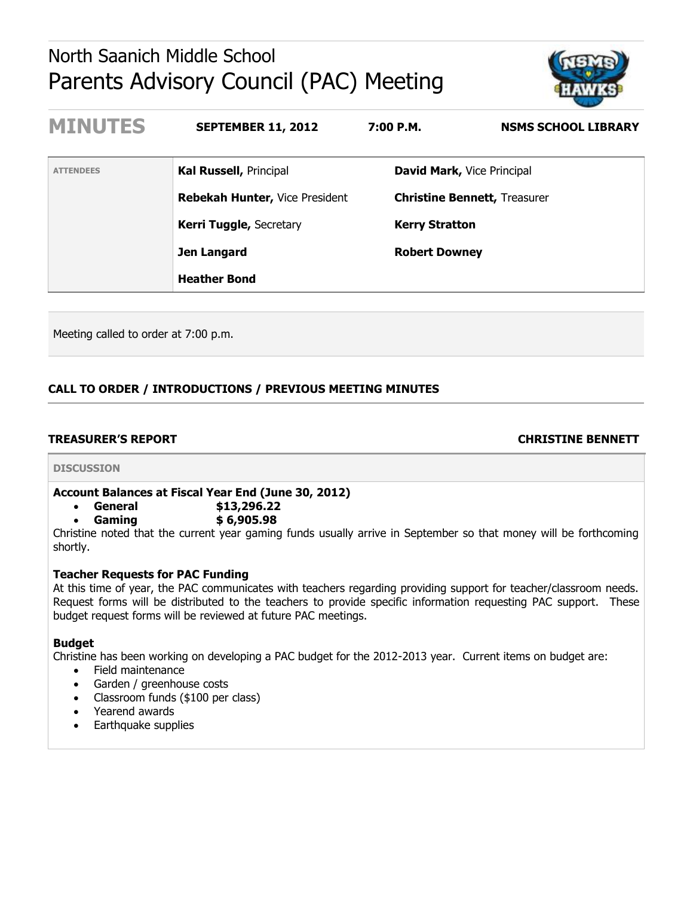# North Saanich Middle School
## Parents Advisory Council (PAC) Meeting

**MINUTES** | **SEPTEMBER 11, 2012** | **7:00 P.M.** | **NSMS SCHOOL LIBRARY**

| ATTENDEES | | |
|---|---|---|
| | **Kal Russell,** Principal | **David Mark,** Vice Principal |
| | **Rebekah Hunter,** Vice President | **Christine Bennett,** Treasurer |
| | **Kerri Tuggle,** Secretary | **Kerry Stratton** |
| | **Jen Langard** | **Robert Downey** |
| | **Heather Bond** | |

Meeting called to order at 7:00 p.m.

### CALL TO ORDER / INTRODUCTIONS / PREVIOUS MEETING MINUTES

### TREASURER'S REPORT — CHRISTINE BENNETT

**DISCUSSION**

**Account Balances at Fiscal Year End (June 30, 2012)**

- **General** **$13,296.22**
- **Gaming** **$ 6,905.98**

Christine noted that the current year gaming funds usually arrive in September so that money will be forthcoming shortly.

**Teacher Requests for PAC Funding**

At this time of year, the PAC communicates with teachers regarding providing support for teacher/classroom needs. Request forms will be distributed to the teachers to provide specific information requesting PAC support. These budget request forms will be reviewed at future PAC meetings.

**Budget**

Christine has been working on developing a PAC budget for the 2012-2013 year. Current items on budget are:

- Field maintenance
- Garden / greenhouse costs
- Classroom funds ($100 per class)
- Yearend awards
- Earthquake supplies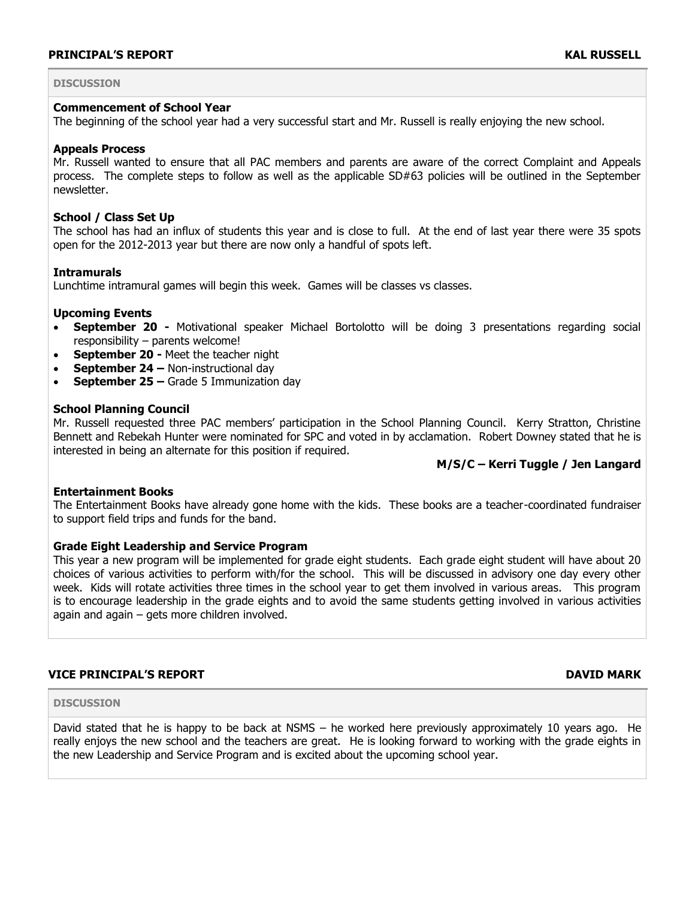## PRINCIPAL'S REPORT — KAL RUSSELL

**DISCUSSION**

**Commencement of School Year**
The beginning of the school year had a very successful start and Mr. Russell is really enjoying the new school.

**Appeals Process**
Mr. Russell wanted to ensure that all PAC members and parents are aware of the correct Complaint and Appeals process. The complete steps to follow as well as the applicable SD#63 policies will be outlined in the September newsletter.

**School / Class Set Up**
The school has had an influx of students this year and is close to full. At the end of last year there were 35 spots open for the 2012-2013 year but there are now only a handful of spots left.

**Intramurals**
Lunchtime intramural games will begin this week. Games will be classes vs classes.

**Upcoming Events**

- **September 20 -** Motivational speaker Michael Bortolotto will be doing 3 presentations regarding social responsibility – parents welcome!
- **September 20 -** Meet the teacher night
- **September 24 –** Non-instructional day
- **September 25 –** Grade 5 Immunization day

**School Planning Council**
Mr. Russell requested three PAC members' participation in the School Planning Council. Kerry Stratton, Christine Bennett and Rebekah Hunter were nominated for SPC and voted in by acclamation. Robert Downey stated that he is interested in being an alternate for this position if required.

**M/S/C – Kerri Tuggle / Jen Langard**

**Entertainment Books**
The Entertainment Books have already gone home with the kids. These books are a teacher-coordinated fundraiser to support field trips and funds for the band.

**Grade Eight Leadership and Service Program**
This year a new program will be implemented for grade eight students. Each grade eight student will have about 20 choices of various activities to perform with/for the school. This will be discussed in advisory one day every other week. Kids will rotate activities three times in the school year to get them involved in various areas. This program is to encourage leadership in the grade eights and to avoid the same students getting involved in various activities again and again – gets more children involved.

## VICE PRINCIPAL'S REPORT — DAVID MARK

**DISCUSSION**

David stated that he is happy to be back at NSMS – he worked here previously approximately 10 years ago. He really enjoys the new school and the teachers are great. He is looking forward to working with the grade eights in the new Leadership and Service Program and is excited about the upcoming school year.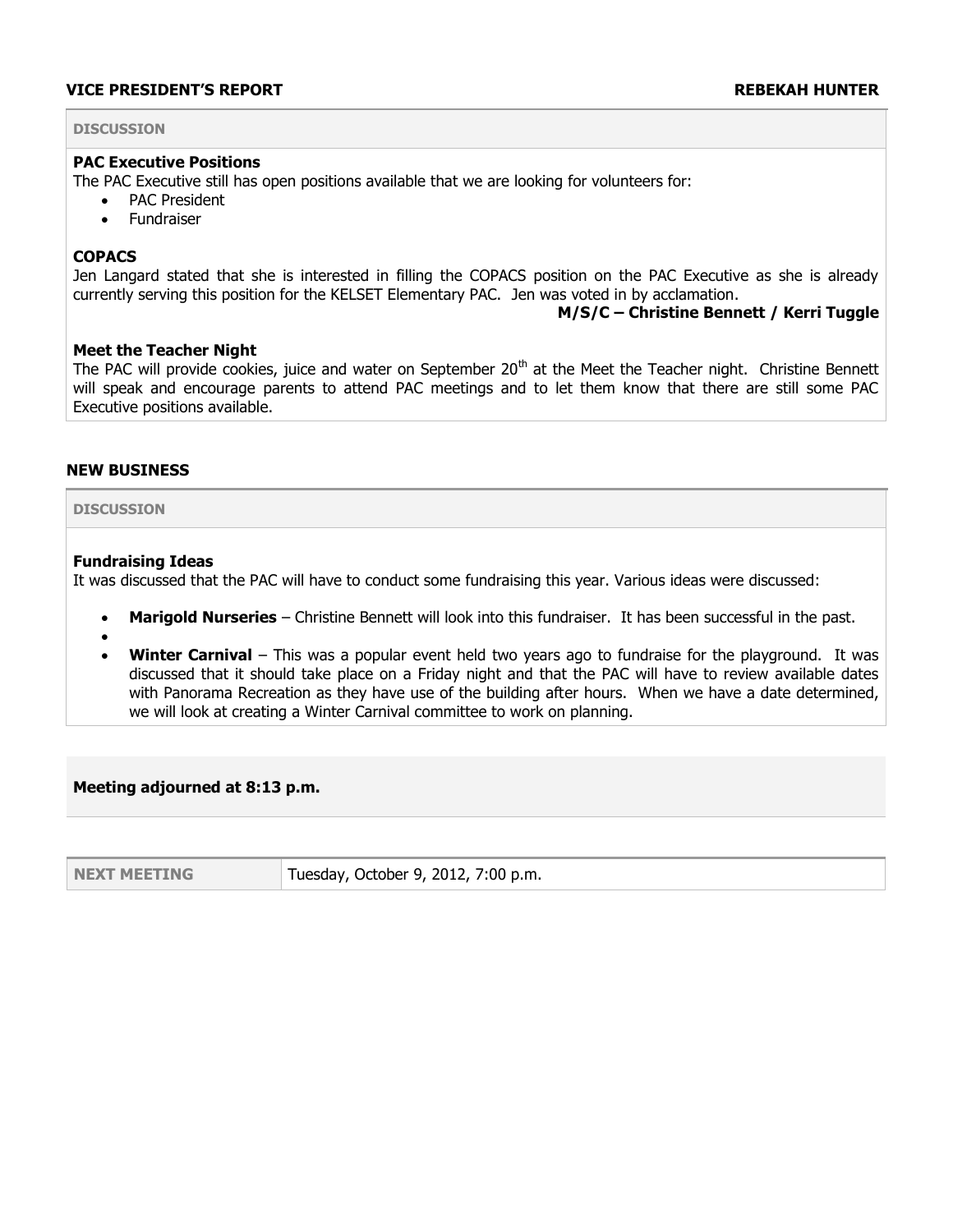## VICE PRESIDENT'S REPORT — REBEKAH HUNTER

**DISCUSSION**

**PAC Executive Positions**

The PAC Executive still has open positions available that we are looking for volunteers for:

- PAC President
- Fundraiser

**COPACS**

Jen Langard stated that she is interested in filling the COPACS position on the PAC Executive as she is already currently serving this position for the KELSET Elementary PAC. Jen was voted in by acclamation.

**M/S/C – Christine Bennett / Kerri Tuggle**

**Meet the Teacher Night**

The PAC will provide cookies, juice and water on September 20th at the Meet the Teacher night. Christine Bennett will speak and encourage parents to attend PAC meetings and to let them know that there are still some PAC Executive positions available.

## NEW BUSINESS

**DISCUSSION**

**Fundraising Ideas**

It was discussed that the PAC will have to conduct some fundraising this year. Various ideas were discussed:

- **Marigold Nurseries** – Christine Bennett will look into this fundraiser. It has been successful in the past.
- 
- **Winter Carnival** – This was a popular event held two years ago to fundraise for the playground. It was discussed that it should take place on a Friday night and that the PAC will have to review available dates with Panorama Recreation as they have use of the building after hours. When we have a date determined, we will look at creating a Winter Carnival committee to work on planning.

**Meeting adjourned at 8:13 p.m.**

| | |
|---|---|
| NEXT MEETING | Tuesday, October 9, 2012, 7:00 p.m. |